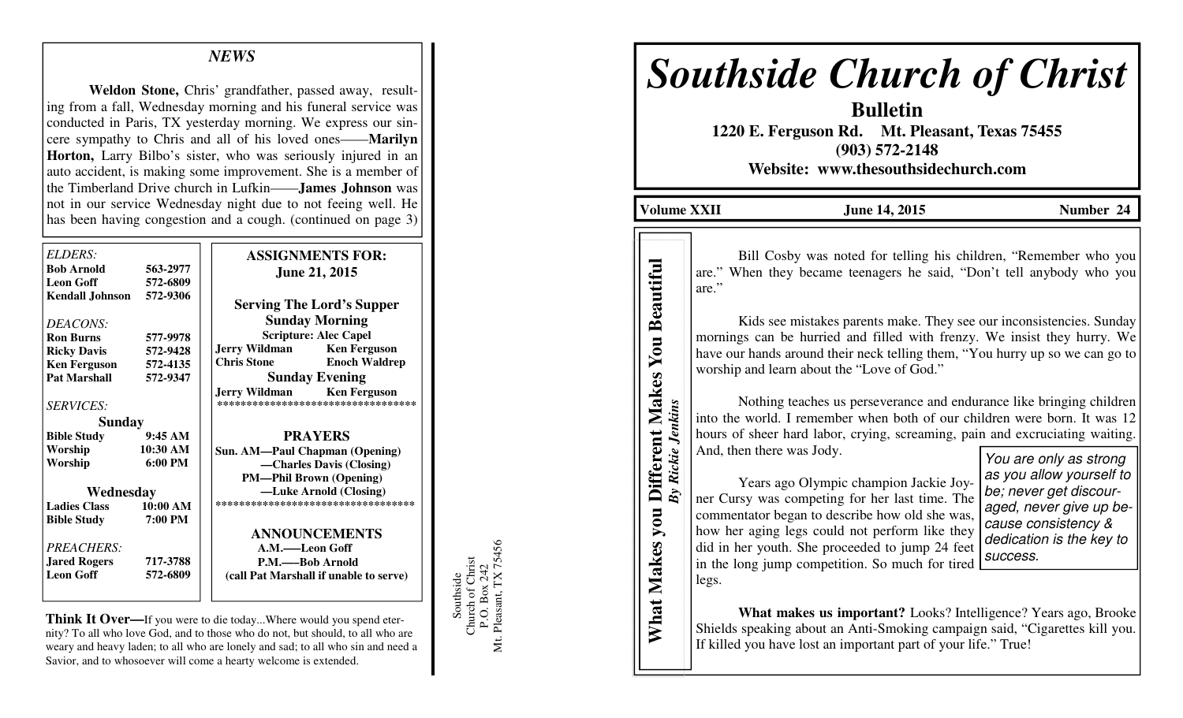# Southside Church of Christ

**Bulletin**

**1220 E. Ferguson Rd. Mt. Pleasant, Texas 75455**

**(903) 572-2148**

**Website: www.thesouthsidechurch.com**

**Volume XXII** | **June 14, 2015** | **Number 24**

## What Makes you Different Makes You Beautiful

*By Rickie Jenkins*

Bill Cosby was noted for telling his children, "Remember who you are." When they became teenagers he said, "Don't tell anybody who you are."

Kids see mistakes parents make. They see our inconsistencies. Sunday mornings can be hurried and filled with frenzy. We insist they hurry. We have our hands around their neck telling them, "You hurry up so we can go to worship and learn about the "Love of God."

Nothing teaches us perseverance and endurance like bringing children into the world. I remember when both of our children were born. It was 12 hours of sheer hard labor, crying, screaming, pain and excruciating waiting. And, then there was Jody.

> *You are only as strong as you allow yourself to be; never get discouraged, never give up because consistency & dedication is the key to success.*

Years ago Olympic champion Jackie Joyner Cursy was competing for her last time. The commentator began to describe how old she was, how her aging legs could not perform like they did in her youth. She proceeded to jump 24 feet in the long jump competition. So much for tired legs.

**What makes us important?** Looks? Intelligence? Years ago, Brooke Shields speaking about an Anti-Smoking campaign said, "Cigarettes kill you. If killed you have lost an important part of your life." True!

---

## *NEWS*

**Weldon Stone,** Chris' grandfather, passed away, resulting from a fall, Wednesday morning and his funeral service was conducted in Paris, TX yesterday morning. We express our sincere sympathy to Chris and all of his loved ones——**Marilyn Horton,** Larry Bilbo's sister, who was seriously injured in an auto accident, is making some improvement. She is a member of the Timberland Drive church in Lufkin——**James Johnson** was not in our service Wednesday night due to not feeing well. He has been having congestion and a cough. (continued on page 3)

*ELDERS:*

| | |
|---|---|
| **Bob Arnold** | **563-2977** |
| **Leon Goff** | **572-6809** |
| **Kendall Johnson** | **572-9306** |

*DEACONS:*

| | |
|---|---|
| **Ron Burns** | **577-9978** |
| **Ricky Davis** | **572-9428** |
| **Ken Ferguson** | **572-4135** |
| **Pat Marshall** | **572-9347** |

*SERVICES:*

**Sunday**

| | |
|---|---|
| **Bible Study** | **9:45 AM** |
| **Worship** | **10:30 AM** |
| **Worship** | **6:00 PM** |

**Wednesday**

| | |
|---|---|
| **Ladies Class** | **10:00 AM** |
| **Bible Study** | **7:00 PM** |

*PREACHERS:*

| | |
|---|---|
| **Jared Rogers** | **717-3788** |
| **Leon Goff** | **572-6809** |

**ASSIGNMENTS FOR: June 21, 2015**

**Serving The Lord's Supper**

**Sunday Morning**

**Scripture: Alec Capel**

| | |
|---|---|
| **Jerry Wildman** | **Ken Ferguson** |
| **Chris Stone** | **Enoch Waldrep** |

**Sunday Evening**

| | |
|---|---|
| **Jerry Wildman** | **Ken Ferguson** |

**PRAYERS**

**Sun. AM—Paul Chapman (Opening)**
**—Charles Davis (Closing)**
**PM—Phil Brown (Opening)**
**—Luke Arnold (Closing)**

**ANNOUNCEMENTS**

**A.M.—Leon Goff**
**P.M.—Bob Arnold**
**(call Pat Marshall if unable to serve)**

**Think It Over—**If you were to die today...Where would you spend eternity? To all who love God, and to those who do not, but should, to all who are weary and heavy laden; to all who are lonely and sad; to all who sin and need a Savior, and to whosoever will come a hearty welcome is extended.

Southside
Church of Christ
P.O. Box 242
Mt. Pleasant, TX 75456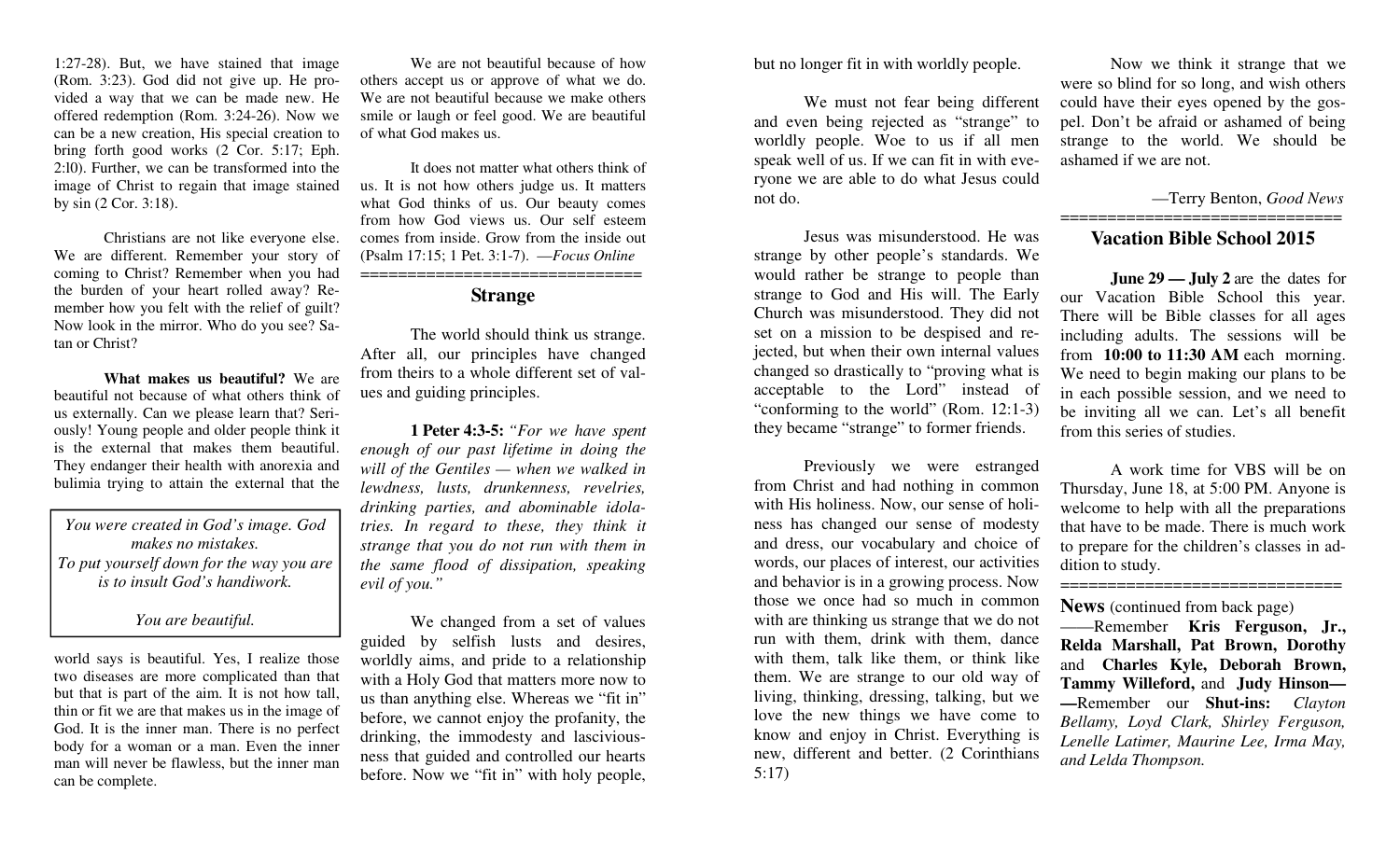1:27-28). But, we have stained that image (Rom. 3:23). God did not give up. He provided a way that we can be made new. He offered redemption (Rom. 3:24-26). Now we can be a new creation, His special creation to bring forth good works (2 Cor. 5:17; Eph. 2:l0). Further, we can be transformed into the image of Christ to regain that image stained by sin (2 Cor. 3:18).

Christians are not like everyone else. We are different. Remember your story of coming to Christ? Remember when you had the burden of your heart rolled away? Remember how you felt with the relief of guilt? Now look in the mirror. Who do you see? Satan or Christ?

**What makes us beautiful?** We are beautiful not because of what others think of us externally. Can we please learn that? Seriously! Young people and older people think it is the external that makes them beautiful. They endanger their health with anorexia and bulimia trying to attain the external that the world says is beautiful. Yes, I realize those two diseases are more complicated than that but that is part of the aim. It is not how tall, thin or fit we are that makes us in the image of God. It is the inner man. There is no perfect body for a woman or a man. Even the inner man will never be flawless, but the inner man can be complete.

*You were created in God's image. God makes no mistakes.*
*To put yourself down for the way you are is to insult God's handiwork.*

*You are beautiful.*

We are not beautiful because of how others accept us or approve of what we do. We are not beautiful because we make others smile or laugh or feel good. We are beautiful of what God makes us.

It does not matter what others think of us. It is not how others judge us. It matters what God thinks of us. Our beauty comes from how God views us. Our self esteem comes from inside. Grow from the inside out (Psalm 17:15; 1 Pet. 3:1-7). *—Focus Online*

==============================

## Strange

The world should think us strange. After all, our principles have changed from theirs to a whole different set of values and guiding principles.

**1 Peter 4:3-5:** *"For we have spent enough of our past lifetime in doing the will of the Gentiles — when we walked in lewdness, lusts, drunkenness, revelries, drinking parties, and abominable idolatries. In regard to these, they think it strange that you do not run with them in the same flood of dissipation, speaking evil of you."*

We changed from a set of values guided by selfish lusts and desires, worldly aims, and pride to a relationship with a Holy God that matters more now to us than anything else. Whereas we "fit in" before, we cannot enjoy the profanity, the drinking, the immodesty and lasciviousness that guided and controlled our hearts before. Now we "fit in" with holy people, but no longer fit in with worldly people.

We must not fear being different and even being rejected as "strange" to worldly people. Woe to us if all men speak well of us. If we can fit in with everyone we are able to do what Jesus could not do.

Jesus was misunderstood. He was strange by other people's standards. We would rather be strange to people than strange to God and His will. The Early Church was misunderstood. They did not set on a mission to be despised and rejected, but when their own internal values changed so drastically to "proving what is acceptable to the Lord" instead of "conforming to the world" (Rom. 12:1-3) they became "strange" to former friends.

Previously we were estranged from Christ and had nothing in common with His holiness. Now, our sense of holiness has changed our sense of modesty and dress, our vocabulary and choice of words, our places of interest, our activities and behavior is in a growing process. Now those we once had so much in common with are thinking us strange that we do not run with them, drink with them, dance with them, talk like them, or think like them. We are strange to our old way of living, thinking, dressing, talking, but we love the new things we have come to know and enjoy in Christ. Everything is new, different and better. (2 Corinthians 5:17)

Now we think it strange that we were so blind for so long, and wish others could have their eyes opened by the gospel. Don't be afraid or ashamed of being strange to the world. We should be ashamed if we are not.

—Terry Benton, *Good News*

==============================

## Vacation Bible School 2015

**June 29 — July 2** are the dates for our Vacation Bible School this year. There will be Bible classes for all ages including adults. The sessions will be from **10:00 to 11:30 AM** each morning. We need to begin making our plans to be in each possible session, and we need to be inviting all we can. Let's all benefit from this series of studies.

A work time for VBS will be on Thursday, June 18, at 5:00 PM. Anyone is welcome to help with all the preparations that have to be made. There is much work to prepare for the children's classes in addition to study.

==============================

**News** (continued from back page)

——Remember **Kris Ferguson, Jr., Relda Marshall, Pat Brown, Dorothy** and **Charles Kyle, Deborah Brown, Tammy Willeford,** and **Judy Hinson——**Remember our **Shut-ins:** *Clayton Bellamy, Loyd Clark, Shirley Ferguson, Lenelle Latimer, Maurine Lee, Irma May, and Lelda Thompson.*